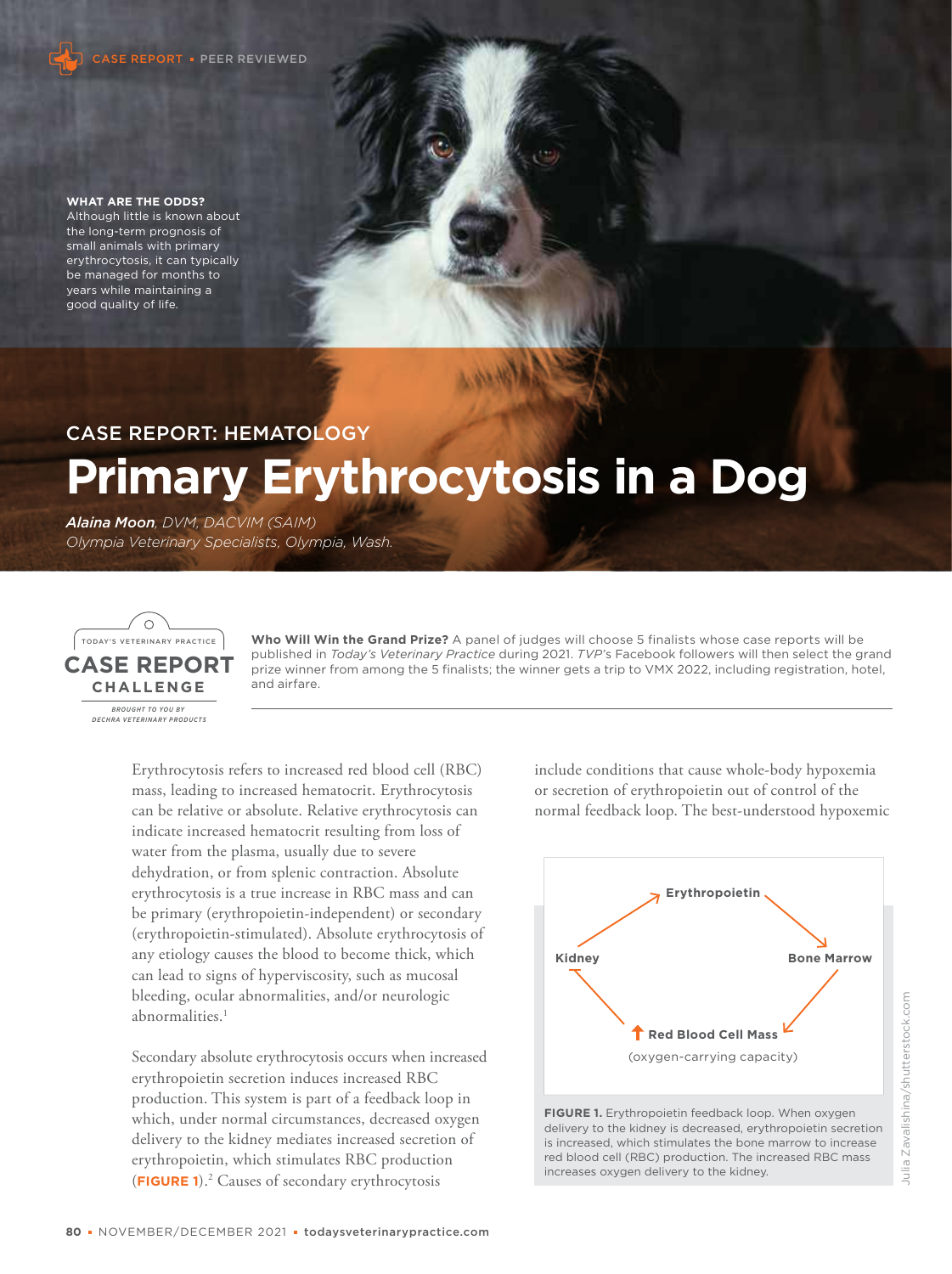CASE REPORT • PEER REVIEWED

**WHAT ARE THE ODDS?**
Although little is known about the long-term prognosis of small animals with primary erythrocytosis, it can typically be managed for months to years while maintaining a good quality of life.

CASE REPORT: HEMATOLOGY

# Primary Erythrocytosis in a Dog

***Alaina Moon**, DVM, DACVIM (SAIM)*
*Olympia Veterinary Specialists, Olympia, Wash.*

TODAY'S VETERINARY PRACTICE CASE REPORT CHALLENGE — BROUGHT TO YOU BY DECHRA VETERINARY PRODUCTS

**Who Will Win the Grand Prize?** A panel of judges will choose 5 finalists whose case reports will be published in *Today's Veterinary Practice* during 2021. *TVP*'s Facebook followers will then select the grand prize winner from among the 5 finalists; the winner gets a trip to VMX 2022, including registration, hotel, and airfare.

Erythrocytosis refers to increased red blood cell (RBC) mass, leading to increased hematocrit. Erythrocytosis can be relative or absolute. Relative erythrocytosis can indicate increased hematocrit resulting from loss of water from the plasma, usually due to severe dehydration, or from splenic contraction. Absolute erythrocytosis is a true increase in RBC mass and can be primary (erythropoietin-independent) or secondary (erythropoietin-stimulated). Absolute erythrocytosis of any etiology causes the blood to become thick, which can lead to signs of hyperviscosity, such as mucosal bleeding, ocular abnormalities, and/or neurologic abnormalities.[1]

Secondary absolute erythrocytosis occurs when increased erythropoietin secretion induces increased RBC production. This system is part of a feedback loop in which, under normal circumstances, decreased oxygen delivery to the kidney mediates increased secretion of erythropoietin, which stimulates RBC production (**FIGURE 1**).[2] Causes of secondary erythrocytosis include conditions that cause whole-body hypoxemia or secretion of erythropoietin out of control of the normal feedback loop. The best-understood hypoxemic

Erythropoietin → Bone Marrow → ↑ Red Blood Cell Mass (oxygen-carrying capacity) → Kidney → Erythropoietin

**FIGURE 1.** Erythropoietin feedback loop. When oxygen delivery to the kidney is decreased, erythropoietin secretion is increased, which stimulates the bone marrow to increase red blood cell (RBC) production. The increased RBC mass increases oxygen delivery to the kidney.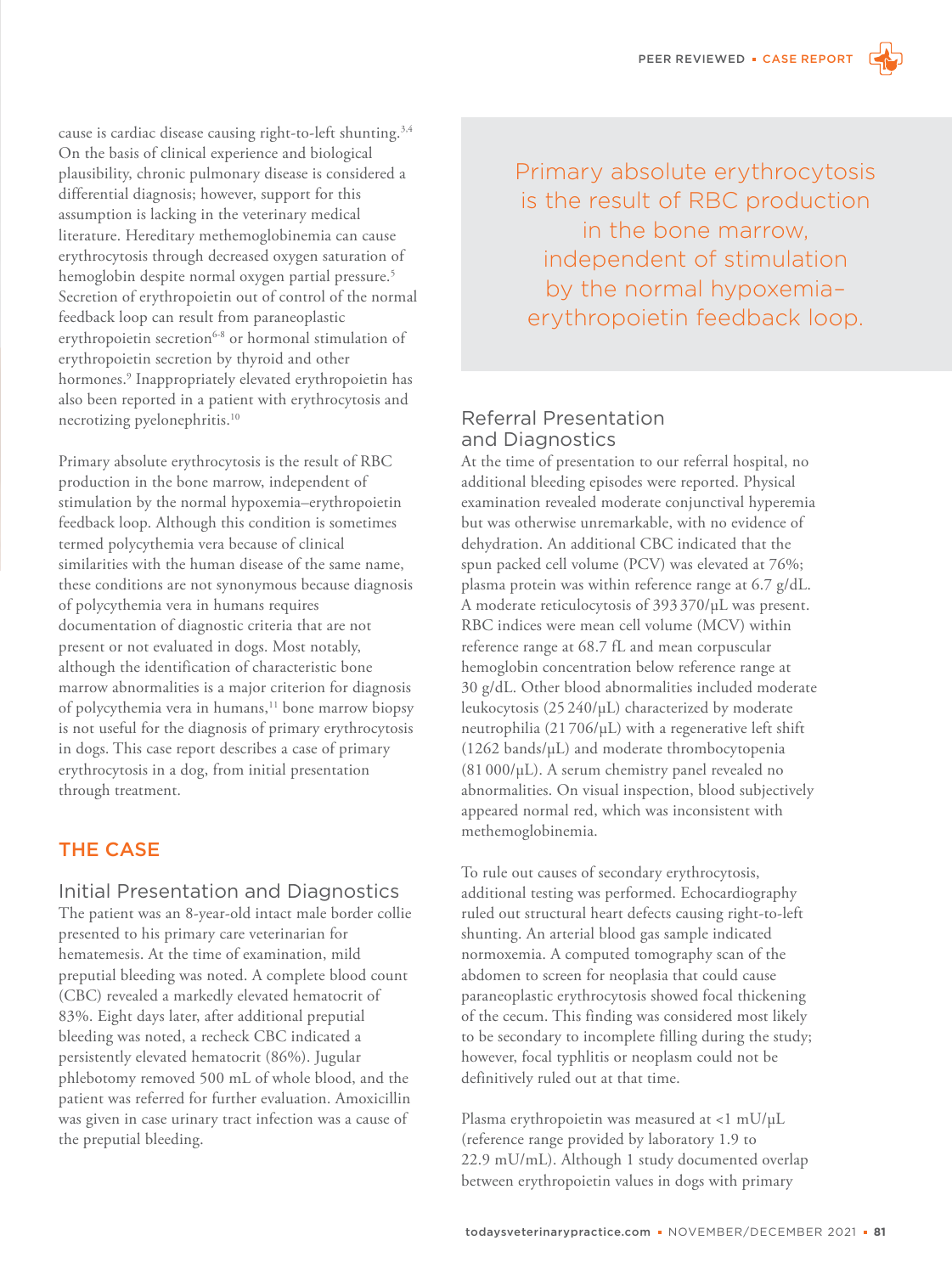cause is cardiac disease causing right-to-left shunting.[3,4] On the basis of clinical experience and biological plausibility, chronic pulmonary disease is considered a differential diagnosis; however, support for this assumption is lacking in the veterinary medical literature. Hereditary methemoglobinemia can cause erythrocytosis through decreased oxygen saturation of hemoglobin despite normal oxygen partial pressure.[5] Secretion of erythropoietin out of control of the normal feedback loop can result from paraneoplastic erythropoietin secretion[6-8] or hormonal stimulation of erythropoietin secretion by thyroid and other hormones.[9] Inappropriately elevated erythropoietin has also been reported in a patient with erythrocytosis and necrotizing pyelonephritis.[10]

Primary absolute erythrocytosis is the result of RBC production in the bone marrow, independent of stimulation by the normal hypoxemia–erythropoietin feedback loop. Although this condition is sometimes termed polycythemia vera because of clinical similarities with the human disease of the same name, these conditions are not synonymous because diagnosis of polycythemia vera in humans requires documentation of diagnostic criteria that are not present or not evaluated in dogs. Most notably, although the identification of characteristic bone marrow abnormalities is a major criterion for diagnosis of polycythemia vera in humans,[11] bone marrow biopsy is not useful for the diagnosis of primary erythrocytosis in dogs. This case report describes a case of primary erythrocytosis in a dog, from initial presentation through treatment.

> Primary absolute erythrocytosis is the result of RBC production in the bone marrow, independent of stimulation by the normal hypoxemia–erythropoietin feedback loop.

## THE CASE

### Initial Presentation and Diagnostics

The patient was an 8-year-old intact male border collie presented to his primary care veterinarian for hematemesis. At the time of examination, mild preputial bleeding was noted. A complete blood count (CBC) revealed a markedly elevated hematocrit of 83%. Eight days later, after additional preputial bleeding was noted, a recheck CBC indicated a persistently elevated hematocrit (86%). Jugular phlebotomy removed 500 mL of whole blood, and the patient was referred for further evaluation. Amoxicillin was given in case urinary tract infection was a cause of the preputial bleeding.

### Referral Presentation and Diagnostics

At the time of presentation to our referral hospital, no additional bleeding episodes were reported. Physical examination revealed moderate conjunctival hyperemia but was otherwise unremarkable, with no evidence of dehydration. An additional CBC indicated that the spun packed cell volume (PCV) was elevated at 76%; plasma protein was within reference range at 6.7 g/dL. A moderate reticulocytosis of 393 370/µL was present. RBC indices were mean cell volume (MCV) within reference range at 68.7 fL and mean corpuscular hemoglobin concentration below reference range at 30 g/dL. Other blood abnormalities included moderate leukocytosis (25 240/µL) characterized by moderate neutrophilia (21 706/µL) with a regenerative left shift (1262 bands/µL) and moderate thrombocytopenia (81 000/µL). A serum chemistry panel revealed no abnormalities. On visual inspection, blood subjectively appeared normal red, which was inconsistent with methemoglobinemia.

To rule out causes of secondary erythrocytosis, additional testing was performed. Echocardiography ruled out structural heart defects causing right-to-left shunting. An arterial blood gas sample indicated normoxemia. A computed tomography scan of the abdomen to screen for neoplasia that could cause paraneoplastic erythrocytosis showed focal thickening of the cecum. This finding was considered most likely to be secondary to incomplete filling during the study; however, focal typhlitis or neoplasm could not be definitively ruled out at that time.

Plasma erythropoietin was measured at <1 mU/µL (reference range provided by laboratory 1.9 to 22.9 mU/mL). Although 1 study documented overlap between erythropoietin values in dogs with primary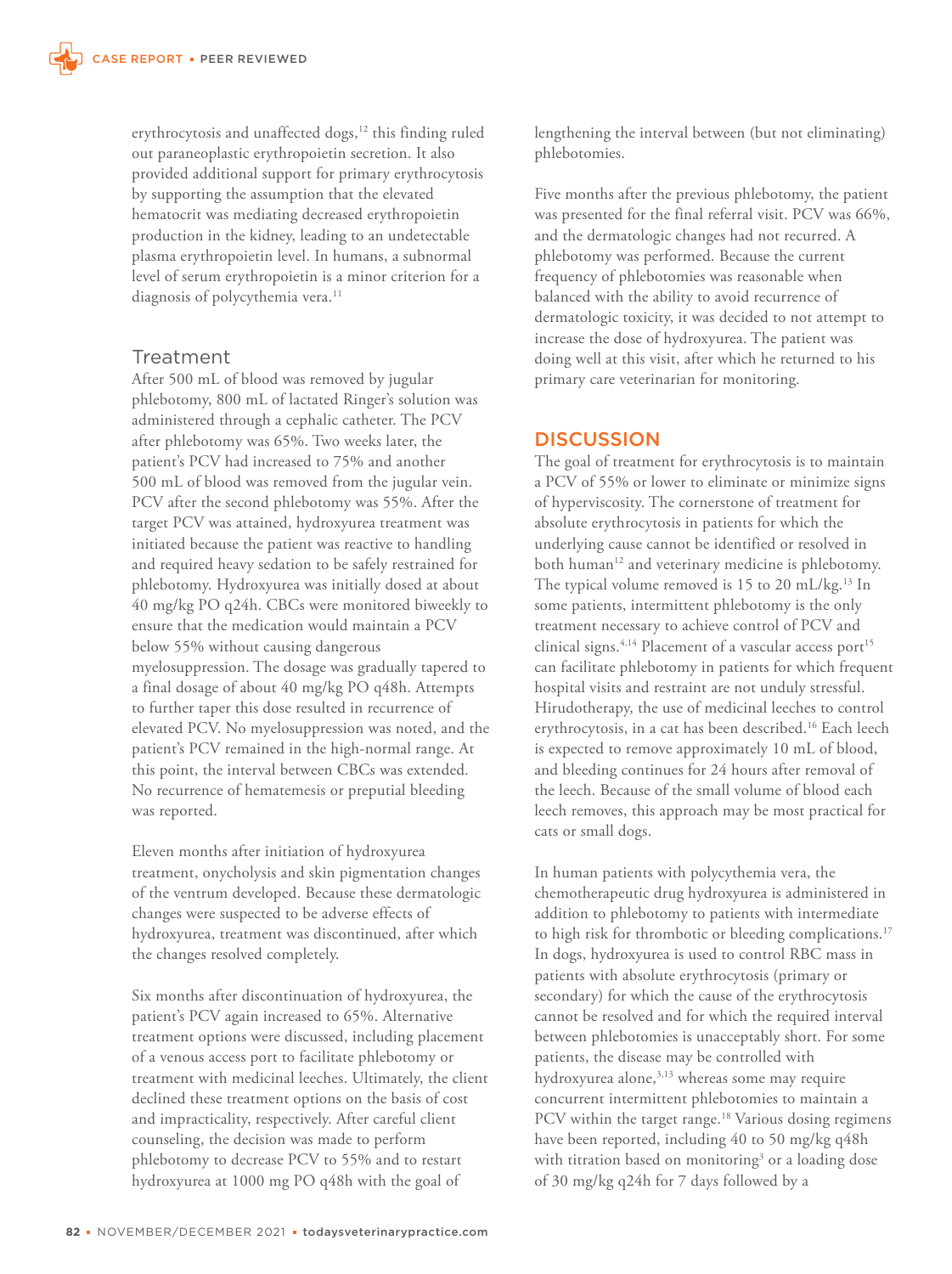erythrocytosis and unaffected dogs,[12] this finding ruled out paraneoplastic erythropoietin secretion. It also provided additional support for primary erythrocytosis by supporting the assumption that the elevated hematocrit was mediating decreased erythropoietin production in the kidney, leading to an undetectable plasma erythropoietin level. In humans, a subnormal level of serum erythropoietin is a minor criterion for a diagnosis of polycythemia vera.[11]

### Treatment

After 500 mL of blood was removed by jugular phlebotomy, 800 mL of lactated Ringer's solution was administered through a cephalic catheter. The PCV after phlebotomy was 65%. Two weeks later, the patient's PCV had increased to 75% and another 500 mL of blood was removed from the jugular vein. PCV after the second phlebotomy was 55%. After the target PCV was attained, hydroxyurea treatment was initiated because the patient was reactive to handling and required heavy sedation to be safely restrained for phlebotomy. Hydroxyurea was initially dosed at about 40 mg/kg PO q24h. CBCs were monitored biweekly to ensure that the medication would maintain a PCV below 55% without causing dangerous myelosuppression. The dosage was gradually tapered to a final dosage of about 40 mg/kg PO q48h. Attempts to further taper this dose resulted in recurrence of elevated PCV. No myelosuppression was noted, and the patient's PCV remained in the high-normal range. At this point, the interval between CBCs was extended. No recurrence of hematemesis or preputial bleeding was reported.

Eleven months after initiation of hydroxyurea treatment, onycholysis and skin pigmentation changes of the ventrum developed. Because these dermatologic changes were suspected to be adverse effects of hydroxyurea, treatment was discontinued, after which the changes resolved completely.

Six months after discontinuation of hydroxyurea, the patient's PCV again increased to 65%. Alternative treatment options were discussed, including placement of a venous access port to facilitate phlebotomy or treatment with medicinal leeches. Ultimately, the client declined these treatment options on the basis of cost and impracticality, respectively. After careful client counseling, the decision was made to perform phlebotomy to decrease PCV to 55% and to restart hydroxyurea at 1000 mg PO q48h with the goal of lengthening the interval between (but not eliminating) phlebotomies.

Five months after the previous phlebotomy, the patient was presented for the final referral visit. PCV was 66%, and the dermatologic changes had not recurred. A phlebotomy was performed. Because the current frequency of phlebotomies was reasonable when balanced with the ability to avoid recurrence of dermatologic toxicity, it was decided to not attempt to increase the dose of hydroxyurea. The patient was doing well at this visit, after which he returned to his primary care veterinarian for monitoring.

## DISCUSSION

The goal of treatment for erythrocytosis is to maintain a PCV of 55% or lower to eliminate or minimize signs of hyperviscosity. The cornerstone of treatment for absolute erythrocytosis in patients for which the underlying cause cannot be identified or resolved in both human[12] and veterinary medicine is phlebotomy. The typical volume removed is 15 to 20 mL/kg.[13] In some patients, intermittent phlebotomy is the only treatment necessary to achieve control of PCV and clinical signs.[4,14] Placement of a vascular access port[15] can facilitate phlebotomy in patients for which frequent hospital visits and restraint are not unduly stressful. Hirudotherapy, the use of medicinal leeches to control erythrocytosis, in a cat has been described.[16] Each leech is expected to remove approximately 10 mL of blood, and bleeding continues for 24 hours after removal of the leech. Because of the small volume of blood each leech removes, this approach may be most practical for cats or small dogs.

In human patients with polycythemia vera, the chemotherapeutic drug hydroxyurea is administered in addition to phlebotomy to patients with intermediate to high risk for thrombotic or bleeding complications.[17] In dogs, hydroxyurea is used to control RBC mass in patients with absolute erythrocytosis (primary or secondary) for which the cause of the erythrocytosis cannot be resolved and for which the required interval between phlebotomies is unacceptably short. For some patients, the disease may be controlled with hydroxyurea alone,[3,13] whereas some may require concurrent intermittent phlebotomies to maintain a PCV within the target range.[18] Various dosing regimens have been reported, including 40 to 50 mg/kg q48h with titration based on monitoring[3] or a loading dose of 30 mg/kg q24h for 7 days followed by a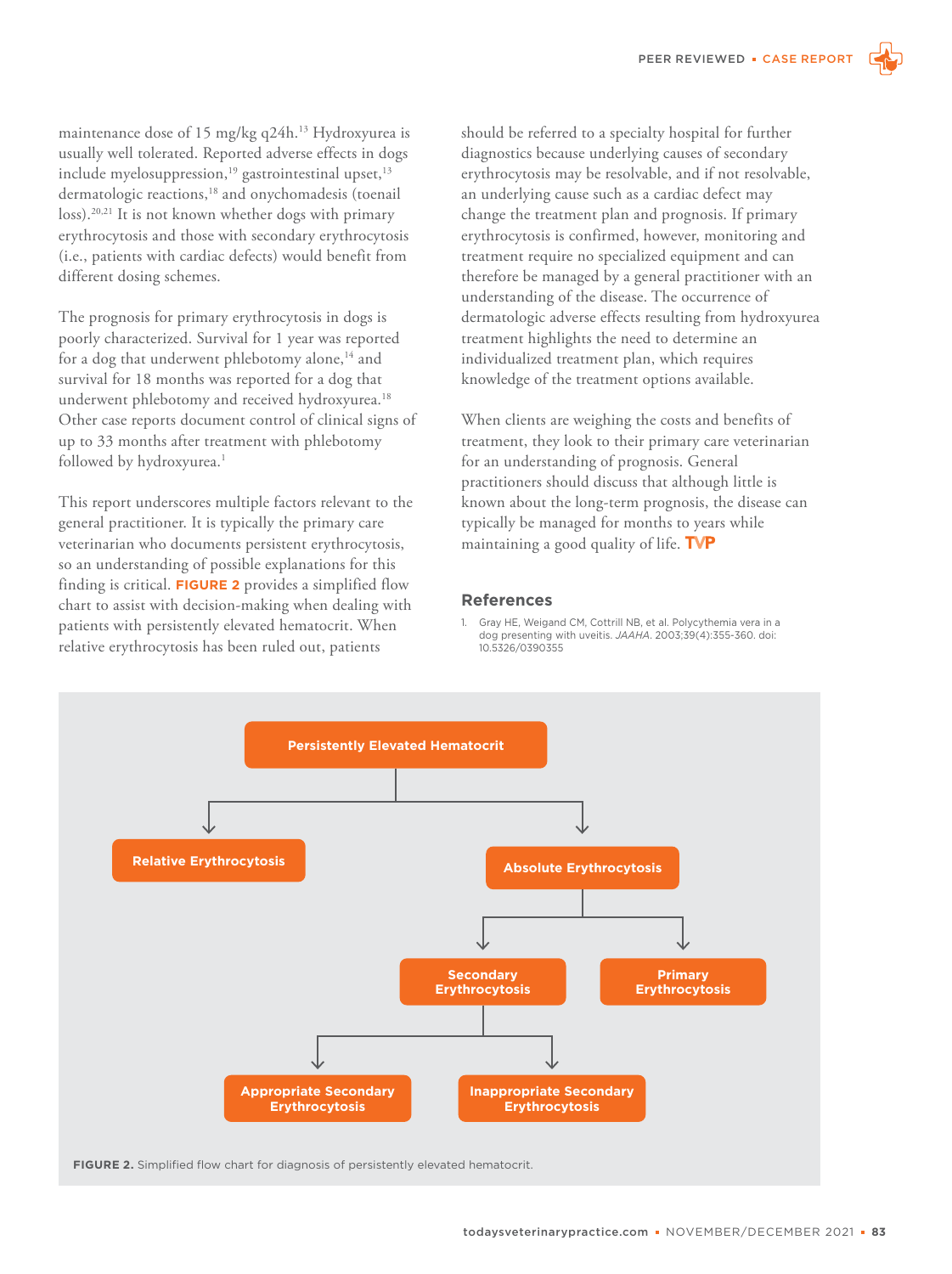maintenance dose of 15 mg/kg q24h.[13] Hydroxyurea is usually well tolerated. Reported adverse effects in dogs include myelosuppression,[19] gastrointestinal upset,[13] dermatologic reactions,[18] and onychomadesis (toenail loss).[20,21] It is not known whether dogs with primary erythrocytosis and those with secondary erythrocytosis (i.e., patients with cardiac defects) would benefit from different dosing schemes.

The prognosis for primary erythrocytosis in dogs is poorly characterized. Survival for 1 year was reported for a dog that underwent phlebotomy alone,[14] and survival for 18 months was reported for a dog that underwent phlebotomy and received hydroxyurea.[18] Other case reports document control of clinical signs of up to 33 months after treatment with phlebotomy followed by hydroxyurea.[1]

This report underscores multiple factors relevant to the general practitioner. It is typically the primary care veterinarian who documents persistent erythrocytosis, so an understanding of possible explanations for this finding is critical. **FIGURE 2** provides a simplified flow chart to assist with decision-making when dealing with patients with persistently elevated hematocrit. When relative erythrocytosis has been ruled out, patients should be referred to a specialty hospital for further diagnostics because underlying causes of secondary erythrocytosis may be resolvable, and if not resolvable, an underlying cause such as a cardiac defect may change the treatment plan and prognosis. If primary erythrocytosis is confirmed, however, monitoring and treatment require no specialized equipment and can therefore be managed by a general practitioner with an understanding of the disease. The occurrence of dermatologic adverse effects resulting from hydroxyurea treatment highlights the need to determine an individualized treatment plan, which requires knowledge of the treatment options available.

When clients are weighing the costs and benefits of treatment, they look to their primary care veterinarian for an understanding of prognosis. General practitioners should discuss that although little is known about the long-term prognosis, the disease can typically be managed for months to years while maintaining a good quality of life.

## References

1. Gray HE, Weigand CM, Cottrill NB, et al. Polycythemia vera in a dog presenting with uveitis. *JAAHA*. 2003;39(4):355-360. doi: 10.5326/0390355

- **Persistently Elevated Hematocrit**
  - **Relative Erythrocytosis**
  - **Absolute Erythrocytosis**
    - **Secondary Erythrocytosis**
      - **Appropriate Secondary Erythrocytosis**
      - **Inappropriate Secondary Erythrocytosis**
    - **Primary Erythrocytosis**

**FIGURE 2.** Simplified flow chart for diagnosis of persistently elevated hematocrit.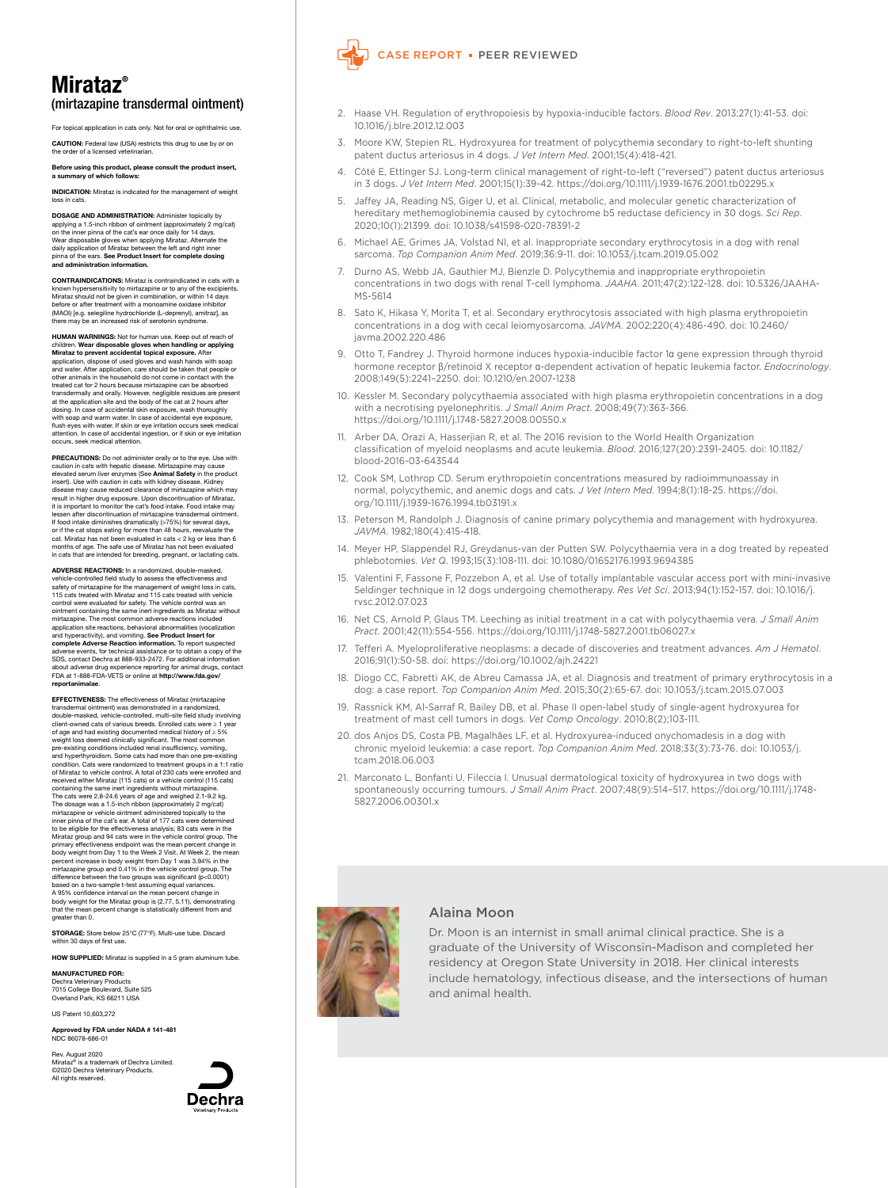# Mirataz®

## (mirtazapine transdermal ointment)

For topical application in cats only. Not for oral or ophthalmic use.

**CAUTION:** Federal law (USA) restricts this drug to use by or on the order of a licensed veterinarian.

**Before using this product, please consult the product insert, a summary of which follows:**

**INDICATION:** Mirataz is indicated for the management of weight loss in cats.

**DOSAGE AND ADMINISTRATION:** Administer topically by applying a 1.5-inch ribbon of ointment (approximately 2 mg/cat) on the inner pinna of the cat's ear once daily for 14 days. Wear disposable gloves when applying Mirataz. Alternate the daily application of Mirataz between the left and right inner pinna of the ears. **See Product Insert for complete dosing and administration information.**

**CONTRAINDICATIONS:** Mirataz is contraindicated in cats with a known hypersensitivity to mirtazapine or to any of the excipients. Mirataz should not be given in combination, or within 14 days before or after treatment with a monoamine oxidase inhibitor (MAOI) [e.g. selegiline hydrochloride (L-deprenyl), amitraz], as there may be an increased risk of serotonin syndrome.

**HUMAN WARNINGS:** Not for human use. Keep out of reach of children. **Wear disposable gloves when handling or applying Mirataz to prevent accidental topical exposure.** After application, dispose of used gloves and wash hands with soap and water. After application, care should be taken that people or other animals in the household do not come in contact with the treated cat for 2 hours because mirtazapine can be absorbed transdermally and orally. However, negligible residues are present at the application site and the body of the cat at 2 hours after dosing. In case of accidental skin exposure, wash thoroughly with soap and warm water. In case of accidental eye exposure, flush eyes with water. If skin or eye irritation occurs seek medical attention. In case of accidental ingestion, or if skin or eye irritation occurs, seek medical attention.

**PRECAUTIONS:** Do not administer orally or to the eye. Use with caution in cats with hepatic disease. Mirtazapine may cause elevated serum liver enzymes (See **Animal Safety** in the product insert). Use with caution in cats with kidney disease. Kidney disease may cause reduced clearance of mirtazapine which may result in higher drug exposure. Upon discontinuation of Mirataz, it is important to monitor the cat's food intake. Food intake may lessen after discontinuation of mirtazapine transdermal ointment. If food intake diminishes dramatically (>75%) for several days, or if the cat stops eating for more than 48 hours, reevaluate the cat. Mirataz has not been evaluated in cats < 2 kg or less than 6 months of age. The safe use of Mirataz has not been evaluated in cats that are intended for breeding, pregnant, or lactating cats.

**ADVERSE REACTIONS:** In a randomized, double-masked, vehicle-controlled field study to assess the effectiveness and safety of mirtazapine for the management of weight loss in cats, 115 cats treated with Mirataz and 115 cats treated with vehicle control were evaluated for safety. The vehicle control was an ointment containing the same inert ingredients as Mirataz without mirtazapine. The most common adverse reactions included application site reactions, behavioral abnormalities (vocalization and hyperactivity), and vomiting. **See Product Insert for complete Adverse Reaction information.** To report suspected adverse events, for technical assistance or to obtain a copy of the SDS, contact Dechra at 888-933-2472. For additional information about adverse drug experience reporting for animal drugs, contact FDA at 1-888-FDA-VETS or online at **http://www.fda.gov/reportanimalae.**

**EFFECTIVENESS:** The effectiveness of Mirataz (mirtazapine transdermal ointment) was demonstrated in a randomized, double-masked, vehicle-controlled, multi-site field study involving client-owned cats of various breeds. Enrolled cats were ≥ 1 year of age and had existing documented medical history of ≥ 5% weight loss deemed clinically significant. The most common pre-existing conditions included renal insufficiency, vomiting, and hyperthyroidism. Some cats had more than one pre-existing condition. Cats were randomized to treatment groups in a 1:1 ratio of Mirataz to vehicle control. A total of 230 cats were enrolled and received either Mirataz (115 cats) or a vehicle control (115 cats) containing the same inert ingredients without mirtazapine. The cats were 2.8-24.6 years of age and weighed 2.1-9.2 kg. The dosage was a 1.5-inch ribbon (approximately 2 mg/cat) mirtazapine or vehicle ointment administered topically to the inner pinna of the cat's ear. A total of 177 cats were determined to be eligible for the effectiveness analysis; 83 cats were in the Mirataz group and 94 cats were in the vehicle control group. The primary effectiveness endpoint was the mean percent change in body weight from Day 1 to the Week 2 Visit. At Week 2, the mean percent increase in body weight from Day 1 was 3.94% in the mirtazapine group and 0.41% in the vehicle control group. The difference between the two groups was significant ($p<0.0001$) based on a two-sample t-test assuming equal variances. A 95% confidence interval on the mean percent change in body weight for the Mirataz group is (2.77, 5.11), demonstrating that the mean percent change is statistically different from and greater than 0.

**STORAGE:** Store below 25°C (77°F). Multi-use tube. Discard within 30 days of first use.

**HOW SUPPLIED:** Mirataz is supplied in a 5 gram aluminum tube.

**MANUFACTURED FOR:**
Dechra Veterinary Products
7015 College Boulevard, Suite 525
Overland Park, KS 66211 USA

US Patent 10,603,272

**Approved by FDA under NADA # 141-481**
NDC 86078-686-01

Rev. August 2020
Mirataz® is a trademark of Dechra Limited.
©2020 Dechra Veterinary Products.
All rights reserved.

Dechra Veterinary Products

---

CASE REPORT • PEER REVIEWED

2. Haase VH. Regulation of erythropoiesis by hypoxia-inducible factors. *Blood Rev*. 2013;27(1):41-53. doi: 10.1016/j.blre.2012.12.003
3. Moore KW, Stepien RL. Hydroxyurea for treatment of polycythemia secondary to right-to-left shunting patent ductus arteriosus in 4 dogs. *J Vet Intern Med*. 2001;15(4):418-421.
4. Côté E, Ettinger SJ. Long-term clinical management of right-to-left ("reversed") patent ductus arteriosus in 3 dogs. *J Vet Intern Med*. 2001;15(1):39-42. https://doi.org/10.1111/j.1939-1676.2001.tb02295.x
5. Jaffey JA, Reading NS, Giger U, et al. Clinical, metabolic, and molecular genetic characterization of hereditary methemoglobinemia caused by cytochrome b5 reductase deficiency in 30 dogs. *Sci Rep*. 2020;10(1):21399. doi: 10.1038/s41598-020-78391-2
6. Michael AE, Grimes JA, Volstad NI, et al. Inappropriate secondary erythrocytosis in a dog with renal sarcoma. *Top Companion Anim Med*. 2019;36:9-11. doi: 10.1053/j.tcam.2019.05.002
7. Durno AS, Webb JA, Gauthier MJ, Bienzle D. Polycythemia and inappropriate erythropoietin concentrations in two dogs with renal T-cell lymphoma. *JAAHA*. 2011;47(2):122-128. doi: 10.5326/JAAHA-MS-5614
8. Sato K, Hikasa Y, Morita T, et al. Secondary erythrocytosis associated with high plasma erythropoietin concentrations in a dog with cecal leiomyosarcoma. *JAVMA*. 2002;220(4):486-490. doi: 10.2460/javma.2002.220.486
9. Otto T, Fandrey J. Thyroid hormone induces hypoxia-inducible factor 1α gene expression through thyroid hormone receptor β/retinoid X receptor α-dependent activation of hepatic leukemia factor. *Endocrinology*. 2008;149(5):2241–2250. doi: 10.1210/en.2007-1238
10. Kessler M. Secondary polycythaemia associated with high plasma erythropoietin concentrations in a dog with a necrotising pyelonephritis. *J Small Anim Pract*. 2008;49(7):363-366. https://doi.org/10.1111/j.1748-5827.2008.00550.x
11. Arber DA, Orazi A, Hasserjian R, et al. The 2016 revision to the World Health Organization classification of myeloid neoplasms and acute leukemia. *Blood*. 2016;127(20):2391-2405. doi: 10.1182/blood-2016-03-643544
12. Cook SM, Lothrop CD. Serum erythropoietin concentrations measured by radioimmunoassay in normal, polycythemic, and anemic dogs and cats. *J Vet Intern Med*. 1994;8(1):18-25. https://doi.org/10.1111/j.1939-1676.1994.tb03191.x
13. Peterson M, Randolph J. Diagnosis of canine primary polycythemia and management with hydroxyurea. *JAVMA*. 1982;180(4):415-418.
14. Meyer HP, Slappendel RJ, Greydanus-van der Putten SW. Polycythaemia vera in a dog treated by repeated phlebotomies. *Vet Q*. 1993;15(3):108-111. doi: 10.1080/01652176.1993.9694385
15. Valentini F, Fassone F, Pozzebon A, et al. Use of totally implantable vascular access port with mini-invasive Seldinger technique in 12 dogs undergoing chemotherapy. *Res Vet Sci*. 2013;94(1):152-157. doi: 10.1016/j.rvsc.2012.07.023
16. Net CS, Arnold P, Glaus TM. Leeching as initial treatment in a cat with polycythaemia vera. *J Small Anim Pract*. 2001;42(11):554-556. https://doi.org/10.1111/j.1748-5827.2001.tb06027.x
17. Tefferi A. Myeloproliferative neoplasms: a decade of discoveries and treatment advances. *Am J Hematol*. 2016;91(1):50-58. doi: https://doi.org/10.1002/ajh.24221
18. Diogo CC, Fabretti AK, de Abreu Camassa JA, et al. Diagnosis and treatment of primary erythrocytosis in a dog: a case report. *Top Companion Anim Med*. 2015;30(2):65-67. doi: 10.1053/j.tcam.2015.07.003
19. Rassnick KM, Al-Sarraf R, Bailey DB, et al. Phase II open-label study of single-agent hydroxyurea for treatment of mast cell tumors in dogs. *Vet Comp Oncology*. 2010;8(2);103-111.
20. dos Anjos DS, Costa PB, Magalhães LF, et al. Hydroxyurea-induced onychomadesis in a dog with chronic myeloid leukemia: a case report. *Top Companion Anim Med*. 2018;33(3):73-76. doi: 10.1053/j.tcam.2018.06.003
21. Marconato L, Bonfanti U, Fileccia I. Unusual dermatological toxicity of hydroxyurea in two dogs with spontaneously occurring tumours. *J Small Anim Pract*. 2007;48(9):514–517. https://doi.org/10.1111/j.1748-5827.2006.00301.x

### Alaina Moon

Dr. Moon is an internist in small animal clinical practice. She is a graduate of the University of Wisconsin-Madison and completed her residency at Oregon State University in 2018. Her clinical interests include hematology, infectious disease, and the intersections of human and animal health.